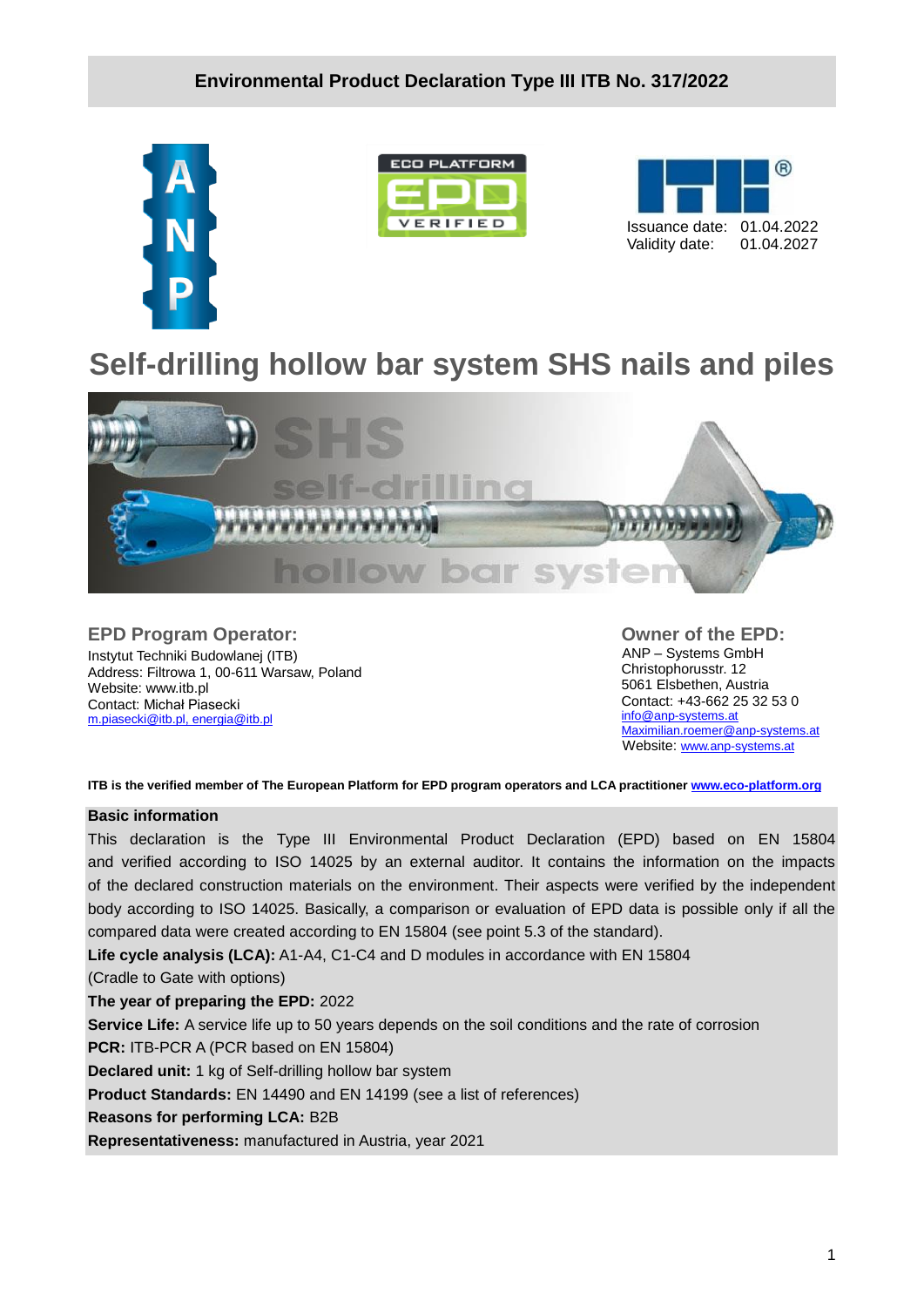**Environmental Product Declaration Type III ITB No. 317/2022**

Issuance date: 01.04.2022
Validity date: 01.04.2027

# Self-drilling hollow bar system SHS nails and piles

## EPD Program Operator:

Instytut Techniki Budowlanej (ITB)
Address: Filtrowa 1, 00-611 Warsaw, Poland
Website: www.itb.pl
Contact: Michał Piasecki
m.piasecki@itb.pl, energia@itb.pl

## Owner of the EPD:

ANP – Systems GmbH
Christophorusstr. 12
5061 Elsbethen, Austria
Contact: +43-662 25 32 53 0
info@anp-systems.at
Maximilian.roemer@anp-systems.at
Website: www.anp-systems.at

**ITB is the verified member of The European Platform for EPD program operators and LCA practitioner www.eco-platform.org**

**Basic information**

This declaration is the Type III Environmental Product Declaration (EPD) based on EN 15804 and verified according to ISO 14025 by an external auditor. It contains the information on the impacts of the declared construction materials on the environment. Their aspects were verified by the independent body according to ISO 14025. Basically, a comparison or evaluation of EPD data is possible only if all the compared data were created according to EN 15804 (see point 5.3 of the standard).

**Life cycle analysis (LCA):** A1-A4, C1-C4 and D modules in accordance with EN 15804 (Cradle to Gate with options)

**The year of preparing the EPD:** 2022

**Service Life:** A service life up to 50 years depends on the soil conditions and the rate of corrosion

**PCR:** ITB-PCR A (PCR based on EN 15804)

**Declared unit:** 1 kg of Self-drilling hollow bar system

**Product Standards:** EN 14490 and EN 14199 (see a list of references)

**Reasons for performing LCA:** B2B

**Representativeness:** manufactured in Austria, year 2021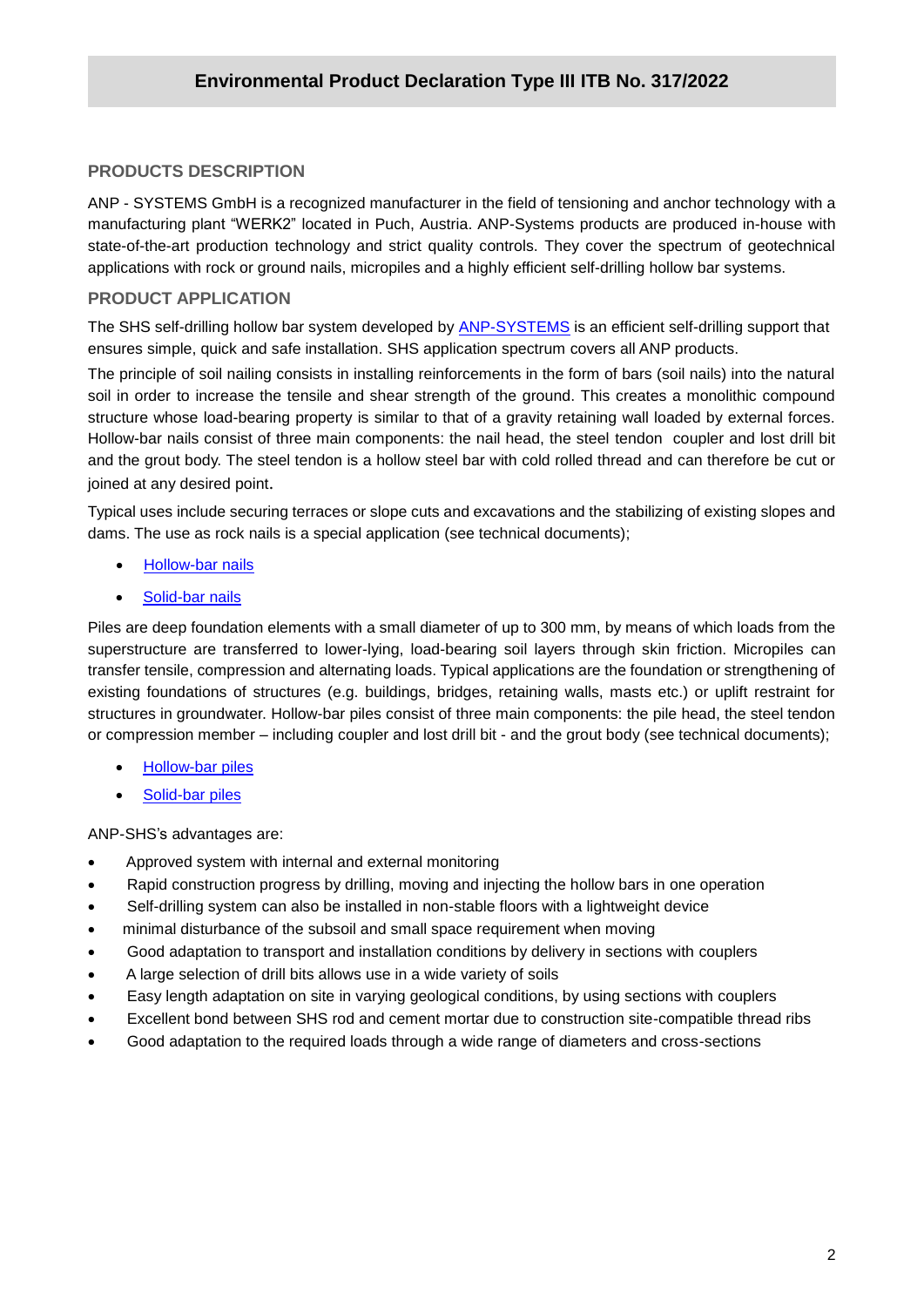## PRODUCTS DESCRIPTION

ANP - SYSTEMS GmbH is a recognized manufacturer in the field of tensioning and anchor technology with a manufacturing plant "WERK2" located in Puch, Austria. ANP-Systems products are produced in-house with state-of-the-art production technology and strict quality controls. They cover the spectrum of geotechnical applications with rock or ground nails, micropiles and a highly efficient self-drilling hollow bar systems.

## PRODUCT APPLICATION

The SHS self-drilling hollow bar system developed by ANP-SYSTEMS is an efficient self-drilling support that ensures simple, quick and safe installation. SHS application spectrum covers all ANP products.

The principle of soil nailing consists in installing reinforcements in the form of bars (soil nails) into the natural soil in order to increase the tensile and shear strength of the ground. This creates a monolithic compound structure whose load-bearing property is similar to that of a gravity retaining wall loaded by external forces. Hollow-bar nails consist of three main components: the nail head, the steel tendon coupler and lost drill bit and the grout body. The steel tendon is a hollow steel bar with cold rolled thread and can therefore be cut or joined at any desired point.

Typical uses include securing terraces or slope cuts and excavations and the stabilizing of existing slopes and dams. The use as rock nails is a special application (see technical documents);

- Hollow-bar nails
- Solid-bar nails

Piles are deep foundation elements with a small diameter of up to 300 mm, by means of which loads from the superstructure are transferred to lower-lying, load-bearing soil layers through skin friction. Micropiles can transfer tensile, compression and alternating loads. Typical applications are the foundation or strengthening of existing foundations of structures (e.g. buildings, bridges, retaining walls, masts etc.) or uplift restraint for structures in groundwater. Hollow-bar piles consist of three main components: the pile head, the steel tendon or compression member – including coupler and lost drill bit - and the grout body (see technical documents);

- Hollow-bar piles
- Solid-bar piles

ANP-SHS's advantages are:

- Approved system with internal and external monitoring
- Rapid construction progress by drilling, moving and injecting the hollow bars in one operation
- Self-drilling system can also be installed in non-stable floors with a lightweight device
- minimal disturbance of the subsoil and small space requirement when moving
- Good adaptation to transport and installation conditions by delivery in sections with couplers
- A large selection of drill bits allows use in a wide variety of soils
- Easy length adaptation on site in varying geological conditions, by using sections with couplers
- Excellent bond between SHS rod and cement mortar due to construction site-compatible thread ribs
- Good adaptation to the required loads through a wide range of diameters and cross-sections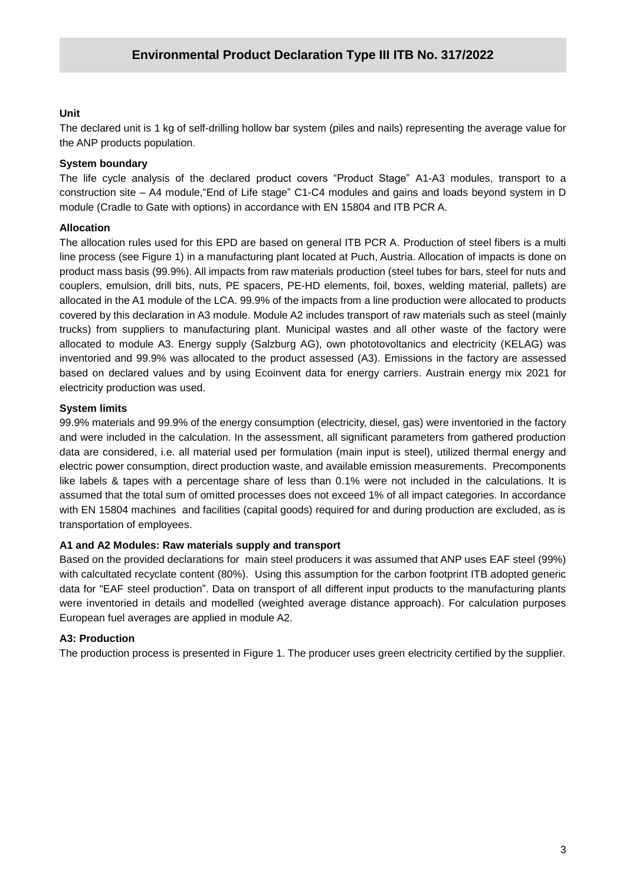## Unit

The declared unit is 1 kg of self-drilling hollow bar system (piles and nails) representing the average value for the ANP products population.

## System boundary

The life cycle analysis of the declared product covers "Product Stage" A1-A3 modules, transport to a construction site – A4 module,"End of Life stage" C1-C4 modules and gains and loads beyond system in D module (Cradle to Gate with options) in accordance with EN 15804 and ITB PCR A.

## Allocation

The allocation rules used for this EPD are based on general ITB PCR A. Production of steel fibers is a multi line process (see Figure 1) in a manufacturing plant located at Puch, Austria. Allocation of impacts is done on product mass basis (99.9%). All impacts from raw materials production (steel tubes for bars, steel for nuts and couplers, emulsion, drill bits, nuts, PE spacers, PE-HD elements, foil, boxes, welding material, pallets) are allocated in the A1 module of the LCA. 99.9% of the impacts from a line production were allocated to products covered by this declaration in A3 module. Module A2 includes transport of raw materials such as steel (mainly trucks) from suppliers to manufacturing plant. Municipal wastes and all other waste of the factory were allocated to module A3. Energy supply (Salzburg AG), own phototovoltanics and electricity (KELAG) was inventoried and 99.9% was allocated to the product assessed (A3). Emissions in the factory are assessed based on declared values and by using Ecoinvent data for energy carriers. Austrain energy mix 2021 for electricity production was used.

## System limits

99.9% materials and 99.9% of the energy consumption (electricity, diesel, gas) were inventoried in the factory and were included in the calculation. In the assessment, all significant parameters from gathered production data are considered, i.e. all material used per formulation (main input is steel), utilized thermal energy and electric power consumption, direct production waste, and available emission measurements. Precomponents like labels & tapes with a percentage share of less than 0.1% were not included in the calculations. It is assumed that the total sum of omitted processes does not exceed 1% of all impact categories. In accordance with EN 15804 machines and facilities (capital goods) required for and during production are excluded, as is transportation of employees.

## A1 and A2 Modules: Raw materials supply and transport

Based on the provided declarations for main steel producers it was assumed that ANP uses EAF steel (99%) with calcultated recyclate content (80%). Using this assumption for the carbon footprint ITB adopted generic data for "EAF steel production". Data on transport of all different input products to the manufacturing plants were inventoried in details and modelled (weighted average distance approach). For calculation purposes European fuel averages are applied in module A2.

## A3: Production

The production process is presented in Figure 1. The producer uses green electricity certified by the supplier.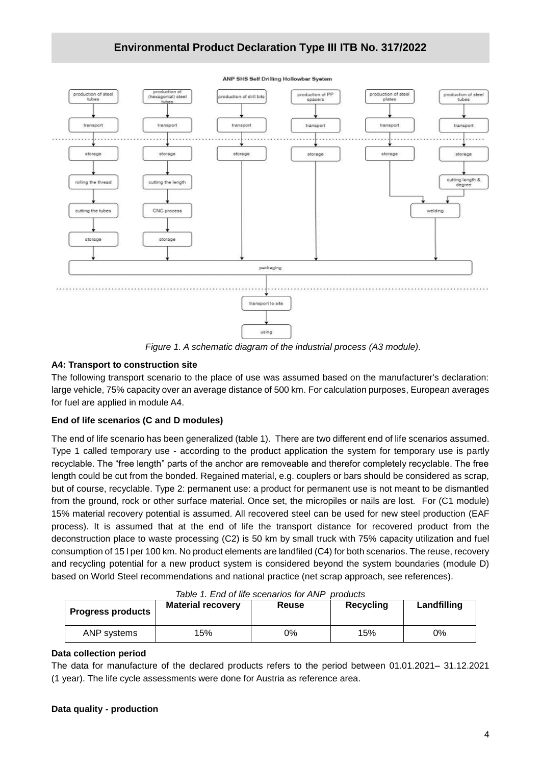*Figure 1. A schematic diagram of the industrial process (A3 module).*

**A4: Transport to construction site**

The following transport scenario to the place of use was assumed based on the manufacturer's declaration: large vehicle, 75% capacity over an average distance of 500 km. For calculation purposes, European averages for fuel are applied in module A4.

**End of life scenarios (C and D modules)**

The end of life scenario has been generalized (table 1). There are two different end of life scenarios assumed. Type 1 called temporary use - according to the product application the system for temporary use is partly recyclable. The "free length" parts of the anchor are removeable and therefor completely recyclable. The free length could be cut from the bonded. Regained material, e.g. couplers or bars should be considered as scrap, but of course, recyclable. Type 2: permanent use: a product for permanent use is not meant to be dismantled from the ground, rock or other surface material. Once set, the micropiles or nails are lost. For (C1 module) 15% material recovery potential is assumed. All recovered steel can be used for new steel production (EAF process). It is assumed that at the end of life the transport distance for recovered product from the deconstruction place to waste processing (C2) is 50 km by small truck with 75% capacity utilization and fuel consumption of 15 l per 100 km. No product elements are landfiled (C4) for both scenarios. The reuse, recovery and recycling potential for a new product system is considered beyond the system boundaries (module D) based on World Steel recommendations and national practice (net scrap approach, see references).

*Table 1. End of life scenarios for ANP products*

| Progress products | Material recovery | Reuse | Recycling | Landfilling |
|---|---|---|---|---|
| ANP systems | 15% | 0% | 15% | 0% |

**Data collection period**

The data for manufacture of the declared products refers to the period between 01.01.2021– 31.12.2021 (1 year). The life cycle assessments were done for Austria as reference area.

**Data quality - production**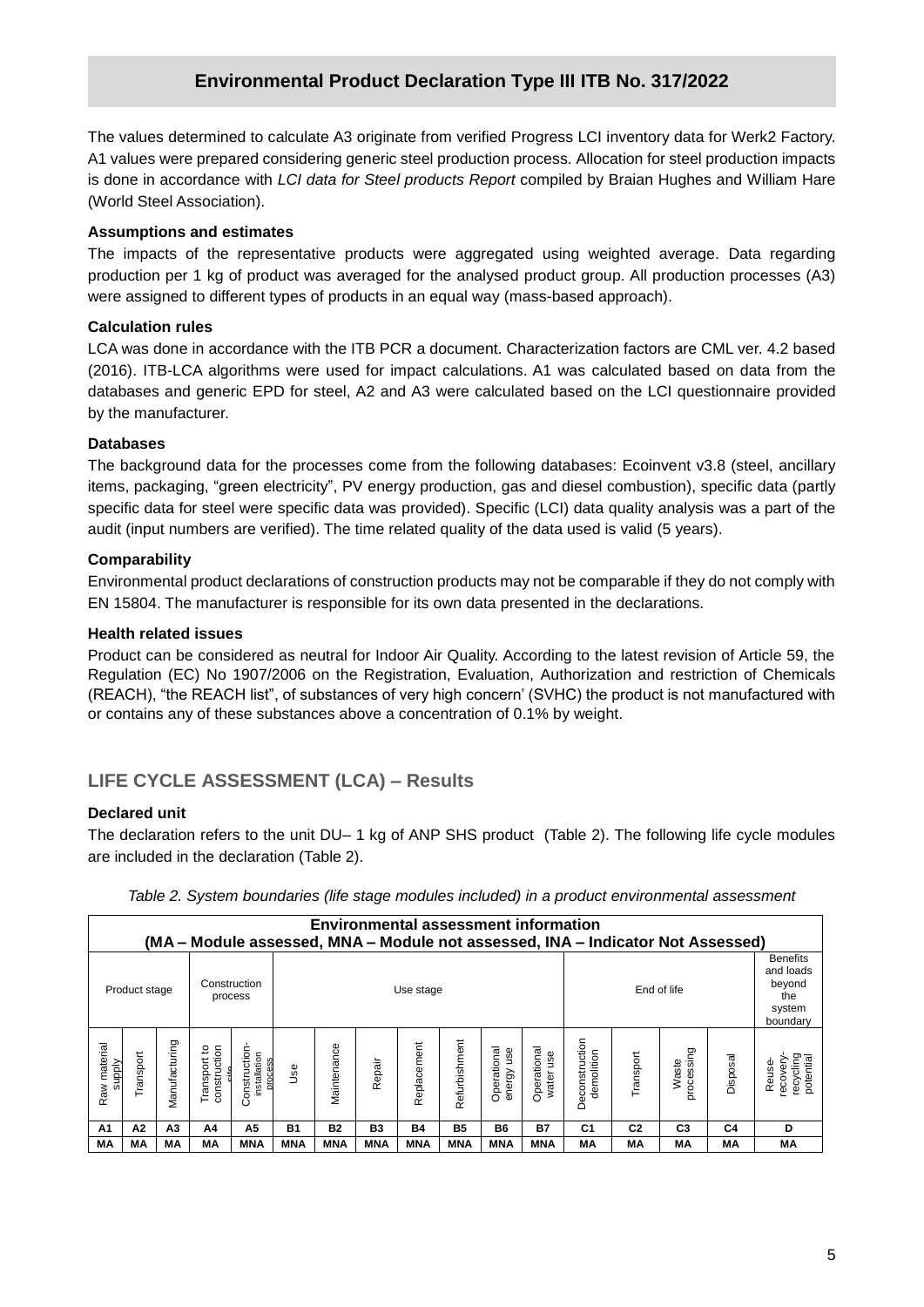## Environmental Product Declaration Type III ITB No. 317/2022

The values determined to calculate A3 originate from verified Progress LCI inventory data for Werk2 Factory. A1 values were prepared considering generic steel production process. Allocation for steel production impacts is done in accordance with *LCI data for Steel products Report* compiled by Braian Hughes and William Hare (World Steel Association).

**Assumptions and estimates**

The impacts of the representative products were aggregated using weighted average. Data regarding production per 1 kg of product was averaged for the analysed product group. All production processes (A3) were assigned to different types of products in an equal way (mass-based approach).

**Calculation rules**

LCA was done in accordance with the ITB PCR a document. Characterization factors are CML ver. 4.2 based (2016). ITB-LCA algorithms were used for impact calculations. A1 was calculated based on data from the databases and generic EPD for steel, A2 and A3 were calculated based on the LCI questionnaire provided by the manufacturer.

**Databases**

The background data for the processes come from the following databases: Ecoinvent v3.8 (steel, ancillary items, packaging, "green electricity", PV energy production, gas and diesel combustion), specific data (partly specific data for steel were specific data was provided). Specific (LCI) data quality analysis was a part of the audit (input numbers are verified). The time related quality of the data used is valid (5 years).

**Comparability**

Environmental product declarations of construction products may not be comparable if they do not comply with EN 15804. The manufacturer is responsible for its own data presented in the declarations.

**Health related issues**

Product can be considered as neutral for Indoor Air Quality. According to the latest revision of Article 59, the Regulation (EC) No 1907/2006 on the Registration, Evaluation, Authorization and restriction of Chemicals (REACH), "the REACH list", of substances of very high concern' (SVHC) the product is not manufactured with or contains any of these substances above a concentration of 0.1% by weight.

## LIFE CYCLE ASSESSMENT (LCA) – Results

**Declared unit**

The declaration refers to the unit DU– 1 kg of ANP SHS product (Table 2). The following life cycle modules are included in the declaration (Table 2).

*Table 2. System boundaries (life stage modules included) in a product environmental assessment*

| **Environmental assessment information (MA – Module assessed, MNA – Module not assessed, INA – Indicator Not Assessed)** | | | | | | | | | | | | | | | | |
|---|---|---|---|---|---|---|---|---|---|---|---|---|---|---|---|---|
| Product stage | | | Construction process | | Use stage | | | | | | | End of life | | | | Benefits and loads beyond the system boundary |
| Raw material supply | Transport | Manufacturing | Transport to construction site | Construction-installation process | Use | Maintenance | Repair | Replacement | Refurbishment | Operational energy use | Operational water use | Deconstruction demolition | Transport | Waste processing | Disposal | Reuse-recovery-recycling potential |
| **A1** | **A2** | **A3** | **A4** | **A5** | **B1** | **B2** | **B3** | **B4** | **B5** | **B6** | **B7** | **C1** | **C2** | **C3** | **C4** | **D** |
| **MA** | **MA** | **MA** | **MA** | **MNA** | **MNA** | **MNA** | **MNA** | **MNA** | **MNA** | **MNA** | **MNA** | **MA** | **MA** | **MA** | **MA** | **MA** |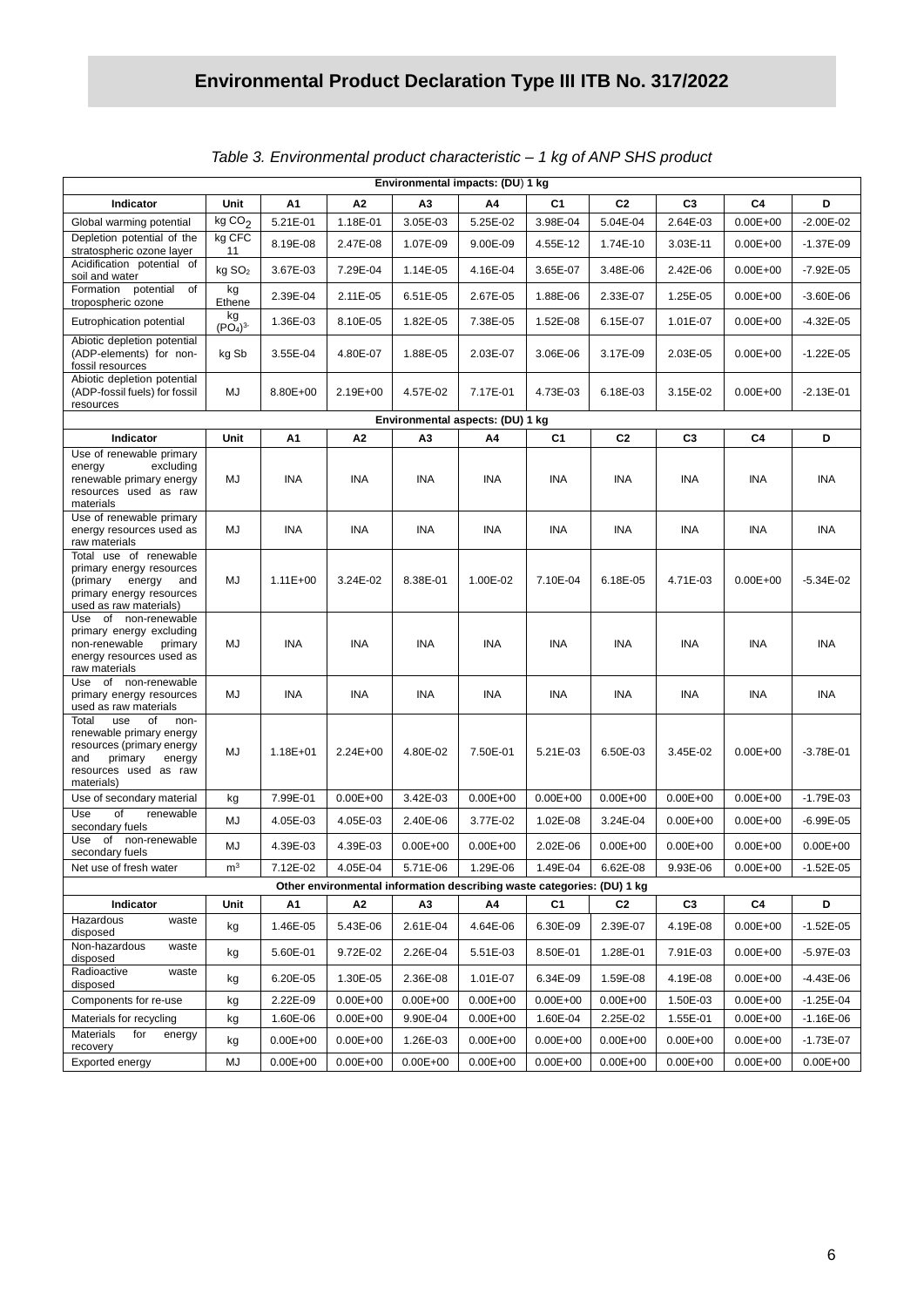# Environmental Product Declaration Type III ITB No. 317/2022

*Table 3. Environmental product characteristic – 1 kg of ANP SHS product*

| Environmental impacts: (DU) 1 kg | | | | | | | | | | |
|---|---|---|---|---|---|---|---|---|---|---|
| **Indicator** | **Unit** | **A1** | **A2** | **A3** | **A4** | **C1** | **C2** | **C3** | **C4** | **D** |
| Global warming potential | kg $CO_2$ | 5.21E-01 | 1.18E-01 | 3.05E-03 | 5.25E-02 | 3.98E-04 | 5.04E-04 | 2.64E-03 | 0.00E+00 | -2.00E-02 |
| Depletion potential of the stratospheric ozone layer | kg CFC 11 | 8.19E-08 | 2.47E-08 | 1.07E-09 | 9.00E-09 | 4.55E-12 | 1.74E-10 | 3.03E-11 | 0.00E+00 | -1.37E-09 |
| Acidification potential of soil and water | kg $SO_2$ | 3.67E-03 | 7.29E-04 | 1.14E-05 | 4.16E-04 | 3.65E-07 | 3.48E-06 | 2.42E-06 | 0.00E+00 | -7.92E-05 |
| Formation potential of tropospheric ozone | kg Ethene | 2.39E-04 | 2.11E-05 | 6.51E-05 | 2.67E-05 | 1.88E-06 | 2.33E-07 | 1.25E-05 | 0.00E+00 | -3.60E-06 |
| Eutrophication potential | kg $(PO_4)^{3-}$ | 1.36E-03 | 8.10E-05 | 1.82E-05 | 7.38E-05 | 1.52E-08 | 6.15E-07 | 1.01E-07 | 0.00E+00 | -4.32E-05 |
| Abiotic depletion potential (ADP-elements) for non-fossil resources | kg Sb | 3.55E-04 | 4.80E-07 | 1.88E-05 | 2.03E-07 | 3.06E-06 | 3.17E-09 | 2.03E-05 | 0.00E+00 | -1.22E-05 |
| Abiotic depletion potential (ADP-fossil fuels) for fossil resources | MJ | 8.80E+00 | 2.19E+00 | 4.57E-02 | 7.17E-01 | 4.73E-03 | 6.18E-03 | 3.15E-02 | 0.00E+00 | -2.13E-01 |
| Environmental aspects: (DU) 1 kg | | | | | | | | | | |
| **Indicator** | **Unit** | **A1** | **A2** | **A3** | **A4** | **C1** | **C2** | **C3** | **C4** | **D** |
| Use of renewable primary energy excluding renewable primary energy resources used as raw materials | MJ | INA | INA | INA | INA | INA | INA | INA | INA | INA |
| Use of renewable primary energy resources used as raw materials | MJ | INA | INA | INA | INA | INA | INA | INA | INA | INA |
| Total use of renewable primary energy resources (primary energy and primary energy resources used as raw materials) | MJ | 1.11E+00 | 3.24E-02 | 8.38E-01 | 1.00E-02 | 7.10E-04 | 6.18E-05 | 4.71E-03 | 0.00E+00 | -5.34E-02 |
| Use of non-renewable primary energy excluding non-renewable primary energy resources used as raw materials | MJ | INA | INA | INA | INA | INA | INA | INA | INA | INA |
| Use of non-renewable primary energy resources used as raw materials | MJ | INA | INA | INA | INA | INA | INA | INA | INA | INA |
| Total use of non-renewable primary energy resources (primary energy and primary energy resources used as raw materials) | MJ | 1.18E+01 | 2.24E+00 | 4.80E-02 | 7.50E-01 | 5.21E-03 | 6.50E-03 | 3.45E-02 | 0.00E+00 | -3.78E-01 |
| Use of secondary material | kg | 7.99E-01 | 0.00E+00 | 3.42E-03 | 0.00E+00 | 0.00E+00 | 0.00E+00 | 0.00E+00 | 0.00E+00 | -1.79E-03 |
| Use of renewable secondary fuels | MJ | 4.05E-03 | 4.05E-03 | 2.40E-06 | 3.77E-02 | 1.02E-08 | 3.24E-04 | 0.00E+00 | 0.00E+00 | -6.99E-05 |
| Use of non-renewable secondary fuels | MJ | 4.39E-03 | 4.39E-03 | 0.00E+00 | 0.00E+00 | 2.02E-06 | 0.00E+00 | 0.00E+00 | 0.00E+00 | 0.00E+00 |
| Net use of fresh water | m³ | 7.12E-02 | 4.05E-04 | 5.71E-06 | 1.29E-06 | 1.49E-04 | 6.62E-08 | 9.93E-06 | 0.00E+00 | -1.52E-05 |
| Other environmental information describing waste categories: (DU) 1 kg | | | | | | | | | | |
| **Indicator** | **Unit** | **A1** | **A2** | **A3** | **A4** | **C1** | **C2** | **C3** | **C4** | **D** |
| Hazardous waste disposed | kg | 1.46E-05 | 5.43E-06 | 2.61E-04 | 4.64E-06 | 6.30E-09 | 2.39E-07 | 4.19E-08 | 0.00E+00 | -1.52E-05 |
| Non-hazardous waste disposed | kg | 5.60E-01 | 9.72E-02 | 2.26E-04 | 5.51E-03 | 8.50E-01 | 1.28E-01 | 7.91E-03 | 0.00E+00 | -5.97E-03 |
| Radioactive waste disposed | kg | 6.20E-05 | 1.30E-05 | 2.36E-08 | 1.01E-07 | 6.34E-09 | 1.59E-08 | 4.19E-08 | 0.00E+00 | -4.43E-06 |
| Components for re-use | kg | 2.22E-09 | 0.00E+00 | 0.00E+00 | 0.00E+00 | 0.00E+00 | 0.00E+00 | 1.50E-03 | 0.00E+00 | -1.25E-04 |
| Materials for recycling | kg | 1.60E-06 | 0.00E+00 | 9.90E-04 | 0.00E+00 | 1.60E-04 | 2.25E-02 | 1.55E-01 | 0.00E+00 | -1.16E-06 |
| Materials for energy recovery | kg | 0.00E+00 | 0.00E+00 | 1.26E-03 | 0.00E+00 | 0.00E+00 | 0.00E+00 | 0.00E+00 | 0.00E+00 | -1.73E-07 |
| Exported energy | MJ | 0.00E+00 | 0.00E+00 | 0.00E+00 | 0.00E+00 | 0.00E+00 | 0.00E+00 | 0.00E+00 | 0.00E+00 | 0.00E+00 |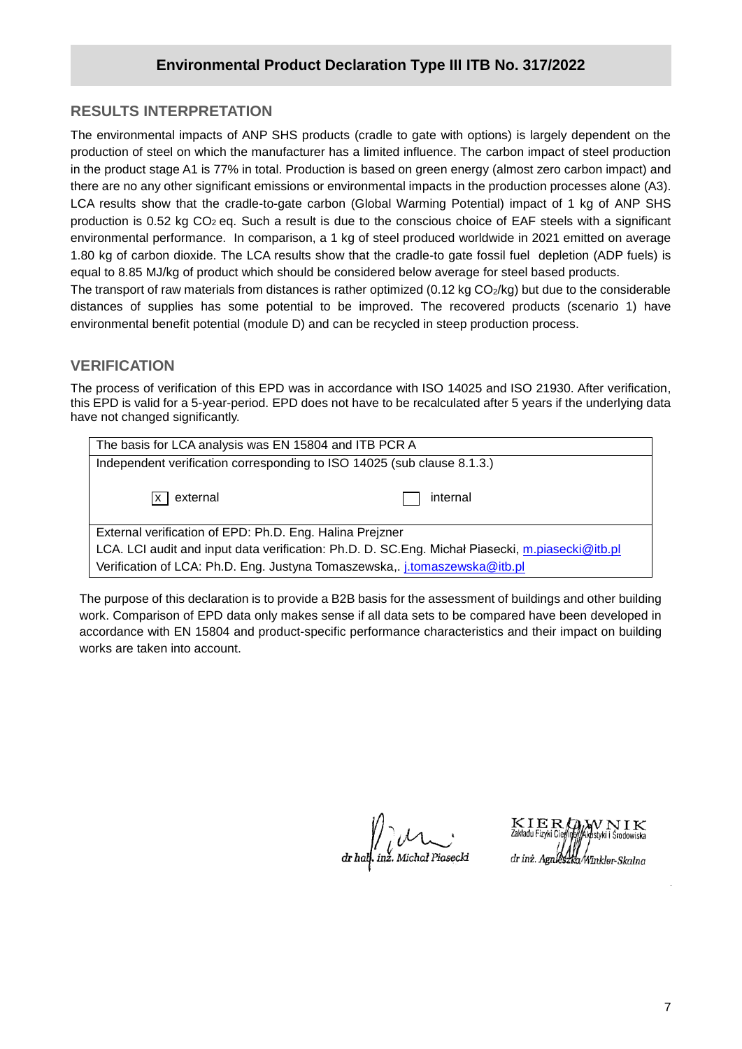## RESULTS INTERPRETATION

The environmental impacts of ANP SHS products (cradle to gate with options) is largely dependent on the production of steel on which the manufacturer has a limited influence. The carbon impact of steel production in the product stage A1 is 77% in total. Production is based on green energy (almost zero carbon impact) and there are no any other significant emissions or environmental impacts in the production processes alone (A3). LCA results show that the cradle-to-gate carbon (Global Warming Potential) impact of 1 kg of ANP SHS production is 0.52 kg $CO_2$ eq. Such a result is due to the conscious choice of EAF steels with a significant environmental performance. In comparison, a 1 kg of steel produced worldwide in 2021 emitted on average 1.80 kg of carbon dioxide. The LCA results show that the cradle-to gate fossil fuel depletion (ADP fuels) is equal to 8.85 MJ/kg of product which should be considered below average for steel based products.

The transport of raw materials from distances is rather optimized (0.12 kg $CO_2$/kg) but due to the considerable distances of supplies has some potential to be improved. The recovered products (scenario 1) have environmental benefit potential (module D) and can be recycled in steep production process.

## VERIFICATION

The process of verification of this EPD was in accordance with ISO 14025 and ISO 21930. After verification, this EPD is valid for a 5-year-period. EPD does not have to be recalculated after 5 years if the underlying data have not changed significantly.

| The basis for LCA analysis was EN 15804 and ITB PCR A | |
|---|---|
| Independent verification corresponding to ISO 14025 (sub clause 8.1.3.) | |
| [x] external | [ ] internal |
| External verification of EPD: Ph.D. Eng. Halina Prejzner<br>LCA. LCI audit and input data verification: Ph.D. D. SC.Eng. Michał Piasecki, m.piasecki@itb.pl<br>Verification of LCA: Ph.D. Eng. Justyna Tomaszewska,. j.tomaszewska@itb.pl | |

The purpose of this declaration is to provide a B2B basis for the assessment of buildings and other building work. Comparison of EPD data only makes sense if all data sets to be compared have been developed in accordance with EN 15804 and product-specific performance characteristics and their impact on building works are taken into account.

dr hab. inż. Michał Piasecki

KIEROWNIK
Zakładu Fizyki Cieplnej, Akustyki i Środowiska
dr inż. Agnieszka Winkler-Skalna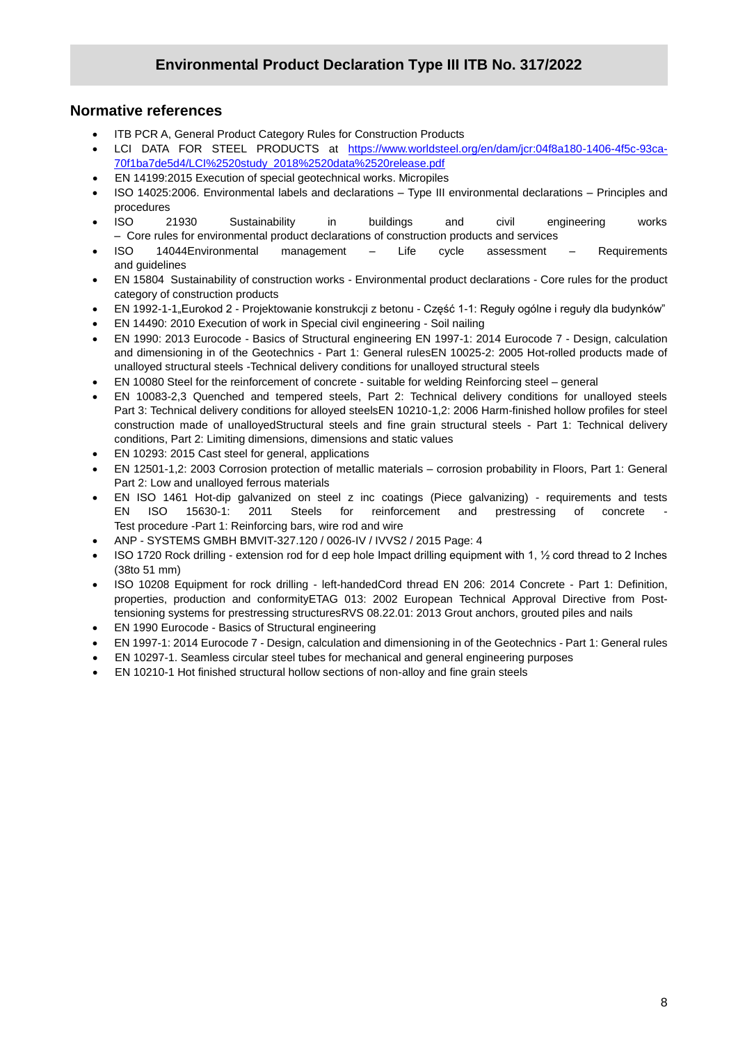## Environmental Product Declaration Type III ITB No. 317/2022

## Normative references

- ITB PCR A, General Product Category Rules for Construction Products
- LCI DATA FOR STEEL PRODUCTS at [https://www.worldsteel.org/en/dam/jcr:04f8a180-1406-4f5c-93ca-70f1ba7de5d4/LCI%2520study_2018%2520data%2520release.pdf](https://www.worldsteel.org/en/dam/jcr:04f8a180-1406-4f5c-93ca-70f1ba7de5d4/LCI%2520study_2018%2520data%2520release.pdf)
- EN 14199:2015 Execution of special geotechnical works. Micropiles
- ISO 14025:2006. Environmental labels and declarations – Type III environmental declarations – Principles and procedures
- ISO 21930 Sustainability in buildings and civil engineering works – Core rules for environmental product declarations of construction products and services
- ISO 14044Environmental management – Life cycle assessment – Requirements and guidelines
- EN 15804 Sustainability of construction works - Environmental product declarations - Core rules for the product category of construction products
- EN 1992-1-1„Eurokod 2 - Projektowanie konstrukcji z betonu - Część 1-1: Reguły ogólne i reguły dla budynków"
- EN 14490: 2010 Execution of work in Special civil engineering - Soil nailing
- EN 1990: 2013 Eurocode - Basics of Structural engineering EN 1997-1: 2014 Eurocode 7 - Design, calculation and dimensioning in of the Geotechnics - Part 1: General rulesEN 10025-2: 2005 Hot-rolled products made of unalloyed structural steels -Technical delivery conditions for unalloyed structural steels
- EN 10080 Steel for the reinforcement of concrete - suitable for welding Reinforcing steel – general
- EN 10083-2,3 Quenched and tempered steels, Part 2: Technical delivery conditions for unalloyed steels Part 3: Technical delivery conditions for alloyed steelsEN 10210-1,2: 2006 Harm-finished hollow profiles for steel construction made of unalloyedStructural steels and fine grain structural steels - Part 1: Technical delivery conditions, Part 2: Limiting dimensions, dimensions and static values
- EN 10293: 2015 Cast steel for general, applications
- EN 12501-1,2: 2003 Corrosion protection of metallic materials – corrosion probability in Floors, Part 1: General Part 2: Low and unalloyed ferrous materials
- EN ISO 1461 Hot-dip galvanized on steel z inc coatings (Piece galvanizing) - requirements and tests EN ISO 15630-1: 2011 Steels for reinforcement and prestressing of concrete - Test procedure -Part 1: Reinforcing bars, wire rod and wire
- ANP - SYSTEMS GMBH BMVIT-327.120 / 0026-IV / IVVS2 / 2015 Page: 4
- ISO 1720 Rock drilling - extension rod for d eep hole Impact drilling equipment with 1, ½ cord thread to 2 Inches (38to 51 mm)
- ISO 10208 Equipment for rock drilling - left-handedCord thread EN 206: 2014 Concrete - Part 1: Definition, properties, production and conformityETAG 013: 2002 European Technical Approval Directive from Post-tensioning systems for prestressing structuresRVS 08.22.01: 2013 Grout anchors, grouted piles and nails
- EN 1990 Eurocode - Basics of Structural engineering
- EN 1997-1: 2014 Eurocode 7 - Design, calculation and dimensioning in of the Geotechnics - Part 1: General rules
- EN 10297-1. Seamless circular steel tubes for mechanical and general engineering purposes
- EN 10210-1 Hot finished structural hollow sections of non-alloy and fine grain steels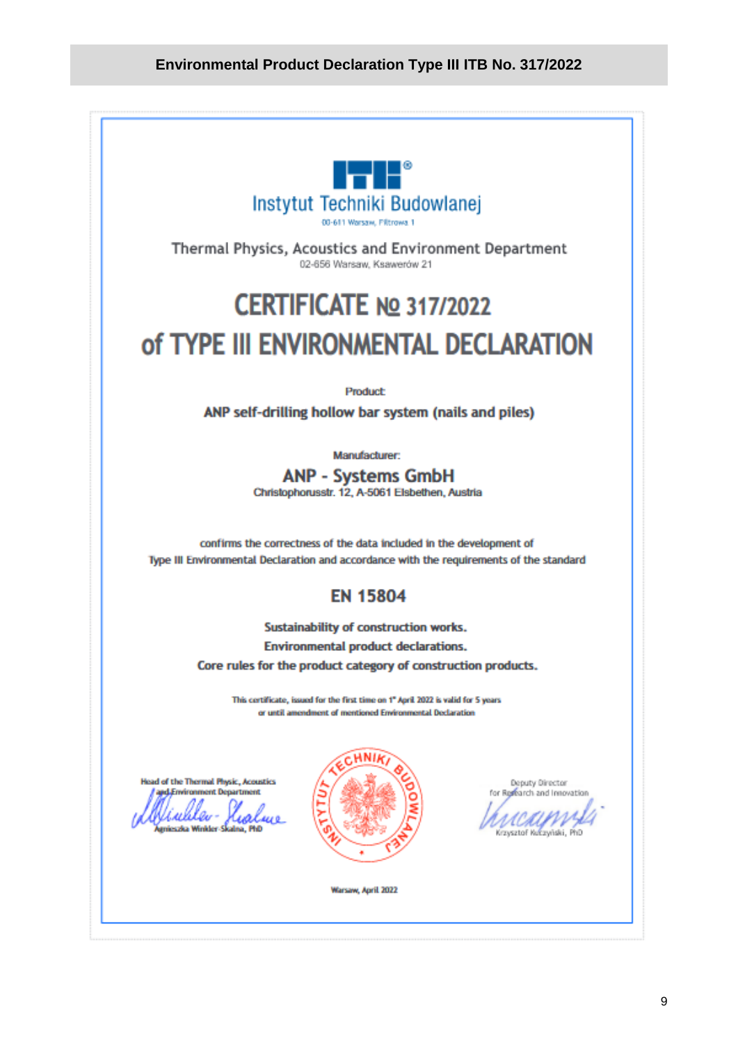Environmental Product Declaration Type III ITB No. 317/2022

Instytut Techniki Budowlanej

00-611 Warsaw, Filtrowa 1

Thermal Physics, Acoustics and Environment Department

02-656 Warsaw, Ksawerów 21

# CERTIFICATE № 317/2022
# of TYPE III ENVIRONMENTAL DECLARATION

Product:

**ANP self-drilling hollow bar system (nails and piles)**

Manufacturer:

**ANP - Systems GmbH**

Christophorusstr. 12, A-5061 Elsbethen, Austria

confirms the correctness of the data included in the development of Type III Environmental Declaration and accordance with the requirements of the standard

## EN 15804

**Sustainability of construction works.**
**Environmental product declarations.**
**Core rules for the product category of construction products.**

This certificate, issued for the first time on 1st April 2022 is valid for 5 years or until amendment of mentioned Environmental Declaration

Head of the Thermal Physic, Acoustics and Environment Department

Agnieszka Winkler-Skalna, PhD

INSTYTUT TECHNIKI BUDOWLANEJ

Deputy Director for Research and Innovation

Krzysztof Kuczyński, PhD

Warsaw, April 2022